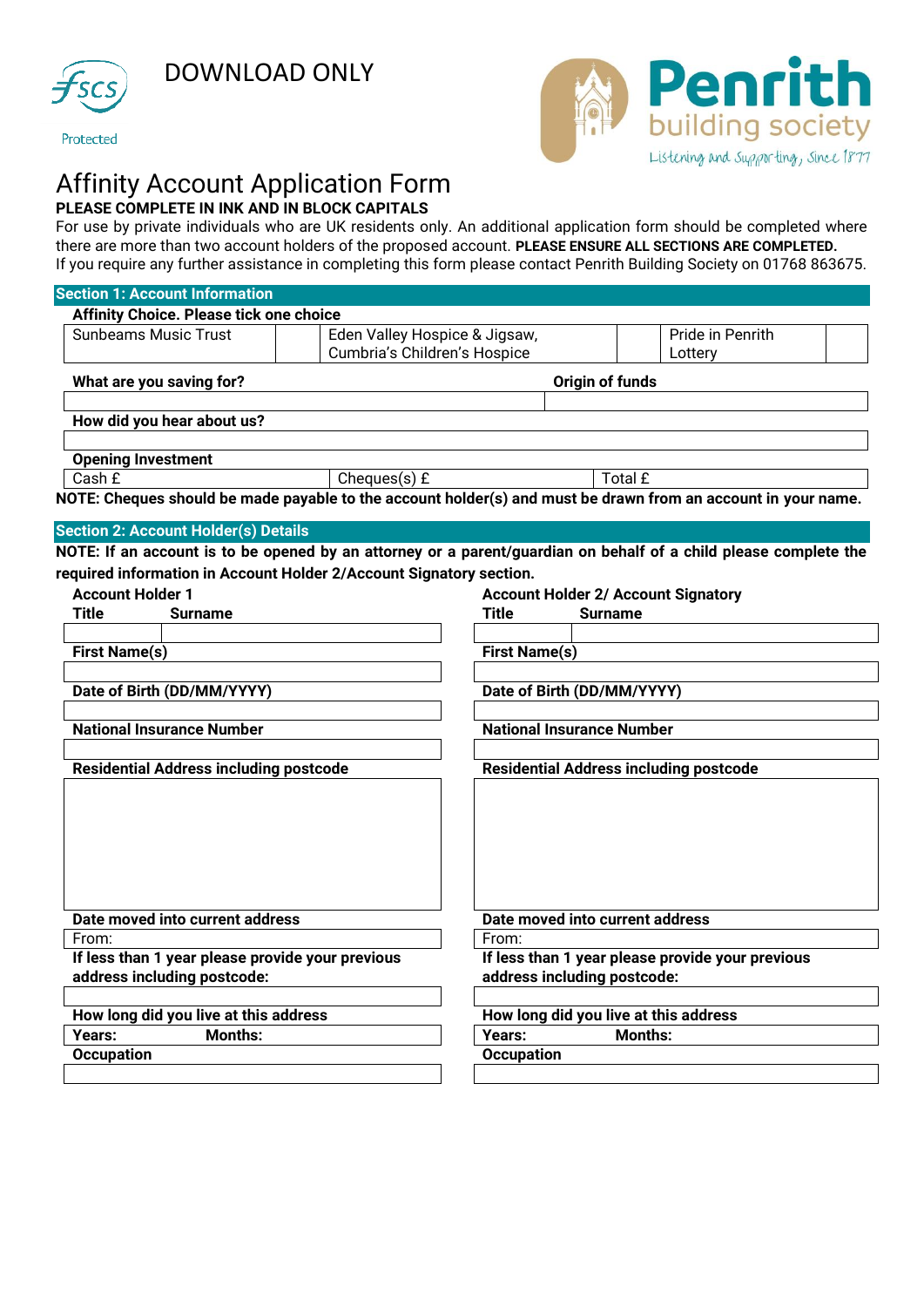DOWNLOAD ONLY

Protected

**Penrith** building society

Listening and Supporting, Since 1877

# Affinity Account Application Form

**PLEASE COMPLETE IN INK AND IN BLOCK CAPITALS**

For use by private individuals who are UK residents only. An additional application form should be completed where there are more than two account holders of the proposed account. **PLEASE ENSURE ALL SECTIONS ARE COMPLETED.**
If you require any further assistance in completing this form please contact Penrith Building Society on 01768 863675.

## Section 1: Account Information

**Affinity Choice. Please tick one choice**

| Sunbeams Music Trust | | Eden Valley Hospice & Jigsaw, Cumbria's Children's Hospice | | Pride in Penrith Lottery | |
|---|---|---|---|---|---|

| **What are you saving for?** | **Origin of funds** |
|---|---|
| | |

**How did you hear about us?**

| |
|---|

**Opening Investment**

| Cash £ | Cheques(s) £ | Total £ |
|---|---|---|

**NOTE: Cheques should be made payable to the account holder(s) and must be drawn from an account in your name.**

## Section 2: Account Holder(s) Details

**NOTE: If an account is to be opened by an attorney or a parent/guardian on behalf of a child please complete the required information in Account Holder 2/Account Signatory section.**

| **Account Holder 1** | **Account Holder 2/ Account Signatory** |
|---|---|
| **Title** / **Surname** | **Title** / **Surname** |
| | |
| **First Name(s)** | **First Name(s)** |
| | |
| **Date of Birth (DD/MM/YYYY)** | **Date of Birth (DD/MM/YYYY)** |
| | |
| **National Insurance Number** | **National Insurance Number** |
| | |
| **Residential Address including postcode** | **Residential Address including postcode** |
| | |
| **Date moved into current address** | **Date moved into current address** |
| From: | From: |
| **If less than 1 year please provide your previous address including postcode:** | **If less than 1 year please provide your previous address including postcode:** |
| | |
| **How long did you live at this address** | **How long did you live at this address** |
| **Years:** **Months:** | **Years:** **Months:** |
| **Occupation** | **Occupation** |
| | |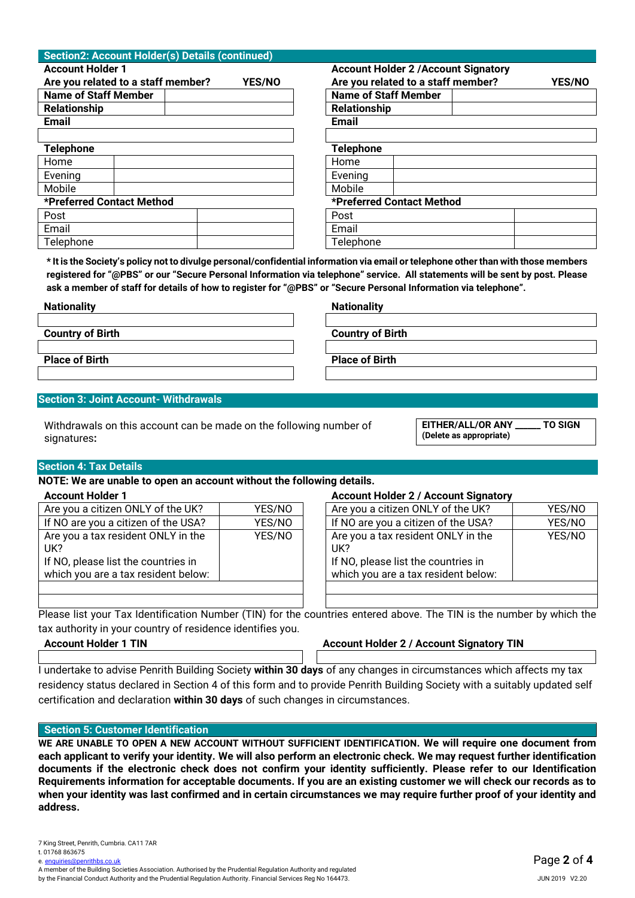## Section2: Account Holder(s) Details (continued)

**Account Holder 1**

| Are you related to a staff member? | YES/NO |
|---|---|
| **Name of Staff Member** | |
| **Relationship** | |

**Email**

| |
|---|
| |

**Telephone**

| | |
|---|---|
| Home | |
| Evening | |
| Mobile | |

**\*Preferred Contact Method**

| | |
|---|---|
| Post | |
| Email | |
| Telephone | |

**Account Holder 2 /Account Signatory**

| Are you related to a staff member? | YES/NO |
|---|---|
| **Name of Staff Member** | |
| **Relationship** | |

**Email**

| |
|---|
| |

**Telephone**

| | |
|---|---|
| Home | |
| Evening | |
| Mobile | |

**\*Preferred Contact Method**

| | |
|---|---|
| Post | |
| Email | |
| Telephone | |

**\* It is the Society's policy not to divulge personal/confidential information via email or telephone other than with those members registered for "@PBS" or our "Secure Personal Information via telephone" service. All statements will be sent by post. Please ask a member of staff for details of how to register for "@PBS" or "Secure Personal Information via telephone".**

| Account Holder 1 | Account Holder 2 / Account Signatory |
|---|---|
| **Nationality** | **Nationality** |
| | |
| **Country of Birth** | **Country of Birth** |
| | |
| **Place of Birth** | **Place of Birth** |
| | |

## Section 3: Joint Account- Withdrawals

Withdrawals on this account can be made on the following number of signatures**:**

**EITHER/ALL/OR ANY _____ TO SIGN**
**(Delete as appropriate)**

## Section 4: Tax Details

**NOTE: We are unable to open an account without the following details.**

**Account Holder 1**

| | |
|---|---|
| Are you a citizen ONLY of the UK? | YES/NO |
| If NO are you a citizen of the USA? | YES/NO |
| Are you a tax resident ONLY in the UK?<br>If NO, please list the countries in which you are a tax resident below: | YES/NO |
| | |
| | |

**Account Holder 2 / Account Signatory**

| | |
|---|---|
| Are you a citizen ONLY of the UK? | YES/NO |
| If NO are you a citizen of the USA? | YES/NO |
| Are you a tax resident ONLY in the UK?<br>If NO, please list the countries in which you are a tax resident below: | YES/NO |
| | |
| | |

Please list your Tax Identification Number (TIN) for the countries entered above. The TIN is the number by which the tax authority in your country of residence identifies you.

| Account Holder 1 TIN | Account Holder 2 / Account Signatory TIN |
|---|---|
| | |

I undertake to advise Penrith Building Society **within 30 days** of any changes in circumstances which affects my tax residency status declared in Section 4 of this form and to provide Penrith Building Society with a suitably updated self certification and declaration **within 30 days** of such changes in circumstances.

## Section 5: Customer Identification

**WE ARE UNABLE TO OPEN A NEW ACCOUNT WITHOUT SUFFICIENT IDENTIFICATION. We will require one document from each applicant to verify your identity. We will also perform an electronic check. We may request further identification documents if the electronic check does not confirm your identity sufficiently. Please refer to our Identification Requirements information for acceptable documents. If you are an existing customer we will check our records as to when your identity was last confirmed and in certain circumstances we may require further proof of your identity and address.**

7 King Street, Penrith, Cumbria. CA11 7AR
t. 01768 863675
e. enquiries@penrithbs.co.uk
A member of the Building Societies Association. Authorised by the Prudential Regulation Authority and regulated by the Financial Conduct Authority and the Prudential Regulation Authority. Financial Services Reg No 164473.

JUN 2019 V2.20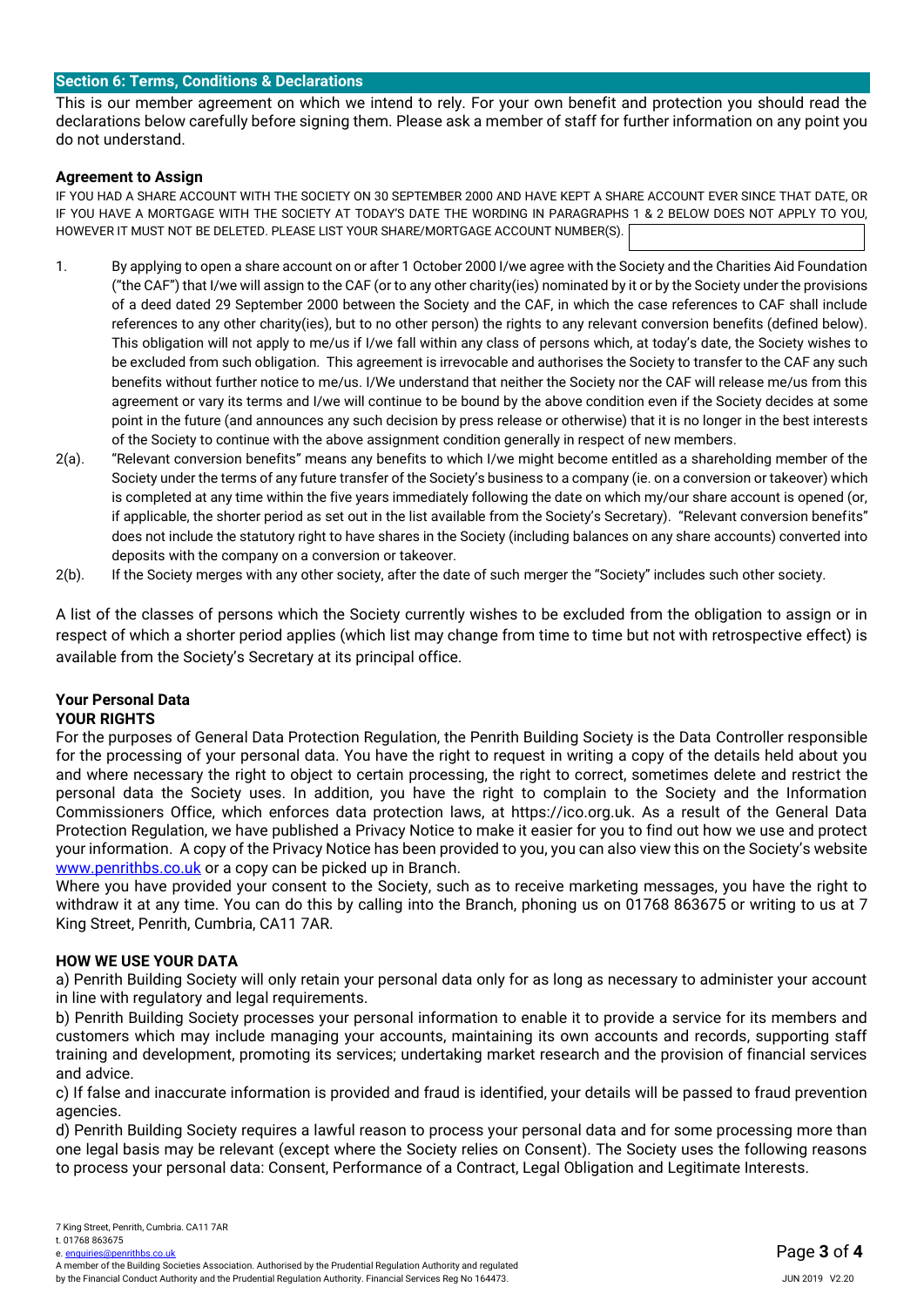## Section 6: Terms, Conditions & Declarations

This is our member agreement on which we intend to rely. For your own benefit and protection you should read the declarations below carefully before signing them. Please ask a member of staff for further information on any point you do not understand.

### Agreement to Assign

IF YOU HAD A SHARE ACCOUNT WITH THE SOCIETY ON 30 SEPTEMBER 2000 AND HAVE KEPT A SHARE ACCOUNT EVER SINCE THAT DATE, OR IF YOU HAVE A MORTGAGE WITH THE SOCIETY AT TODAY'S DATE THE WORDING IN PARAGRAPHS 1 & 2 BELOW DOES NOT APPLY TO YOU, HOWEVER IT MUST NOT BE DELETED. PLEASE LIST YOUR SHARE/MORTGAGE ACCOUNT NUMBER(S).

1. By applying to open a share account on or after 1 October 2000 I/we agree with the Society and the Charities Aid Foundation ("the CAF") that I/we will assign to the CAF (or to any other charity(ies) nominated by it or by the Society under the provisions of a deed dated 29 September 2000 between the Society and the CAF, in which the case references to CAF shall include references to any other charity(ies), but to no other person) the rights to any relevant conversion benefits (defined below). This obligation will not apply to me/us if I/we fall within any class of persons which, at today's date, the Society wishes to be excluded from such obligation. This agreement is irrevocable and authorises the Society to transfer to the CAF any such benefits without further notice to me/us. I/We understand that neither the Society nor the CAF will release me/us from this agreement or vary its terms and I/we will continue to be bound by the above condition even if the Society decides at some point in the future (and announces any such decision by press release or otherwise) that it is no longer in the best interests of the Society to continue with the above assignment condition generally in respect of new members.

2(a). "Relevant conversion benefits" means any benefits to which I/we might become entitled as a shareholding member of the Society under the terms of any future transfer of the Society's business to a company (ie. on a conversion or takeover) which is completed at any time within the five years immediately following the date on which my/our share account is opened (or, if applicable, the shorter period as set out in the list available from the Society's Secretary). "Relevant conversion benefits" does not include the statutory right to have shares in the Society (including balances on any share accounts) converted into deposits with the company on a conversion or takeover.

2(b). If the Society merges with any other society, after the date of such merger the "Society" includes such other society.

A list of the classes of persons which the Society currently wishes to be excluded from the obligation to assign or in respect of which a shorter period applies (which list may change from time to time but not with retrospective effect) is available from the Society's Secretary at its principal office.

### Your Personal Data

**YOUR RIGHTS**

For the purposes of General Data Protection Regulation, the Penrith Building Society is the Data Controller responsible for the processing of your personal data. You have the right to request in writing a copy of the details held about you and where necessary the right to object to certain processing, the right to correct, sometimes delete and restrict the personal data the Society uses. In addition, you have the right to complain to the Society and the Information Commissioners Office, which enforces data protection laws, at https://ico.org.uk. As a result of the General Data Protection Regulation, we have published a Privacy Notice to make it easier for you to find out how we use and protect your information. A copy of the Privacy Notice has been provided to you, you can also view this on the Society's website www.penrithbs.co.uk or a copy can be picked up in Branch.

Where you have provided your consent to the Society, such as to receive marketing messages, you have the right to withdraw it at any time. You can do this by calling into the Branch, phoning us on 01768 863675 or writing to us at 7 King Street, Penrith, Cumbria, CA11 7AR.

**HOW WE USE YOUR DATA**

a) Penrith Building Society will only retain your personal data only for as long as necessary to administer your account in line with regulatory and legal requirements.

b) Penrith Building Society processes your personal information to enable it to provide a service for its members and customers which may include managing your accounts, maintaining its own accounts and records, supporting staff training and development, promoting its services; undertaking market research and the provision of financial services and advice.

c) If false and inaccurate information is provided and fraud is identified, your details will be passed to fraud prevention agencies.

d) Penrith Building Society requires a lawful reason to process your personal data and for some processing more than one legal basis may be relevant (except where the Society relies on Consent). The Society uses the following reasons to process your personal data: Consent, Performance of a Contract, Legal Obligation and Legitimate Interests.

7 King Street, Penrith, Cumbria. CA11 7AR
t. 01768 863675
e. enquiries@penrithbs.co.uk
A member of the Building Societies Association. Authorised by the Prudential Regulation Authority and regulated by the Financial Conduct Authority and the Prudential Regulation Authority. Financial Services Reg No 164473.

JUN 2019 V2.20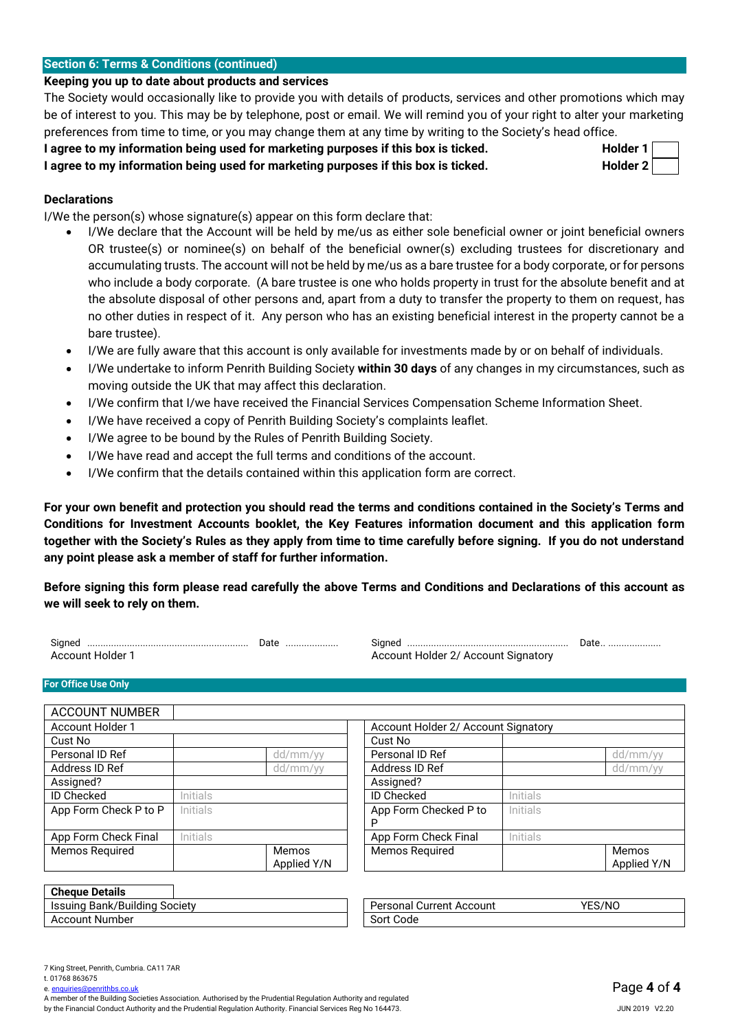## Section 6: Terms & Conditions (continued)

**Keeping you up to date about products and services**

The Society would occasionally like to provide you with details of products, services and other promotions which may be of interest to you. This may be by telephone, post or email. We will remind you of your right to alter your marketing preferences from time to time, or you may change them at any time by writing to the Society's head office.

**I agree to my information being used for marketing purposes if this box is ticked.** **Holder 1** ☐

**I agree to my information being used for marketing purposes if this box is ticked.** **Holder 2** ☐

**Declarations**

I/We the person(s) whose signature(s) appear on this form declare that:

- I/We declare that the Account will be held by me/us as either sole beneficial owner or joint beneficial owners OR trustee(s) or nominee(s) on behalf of the beneficial owner(s) excluding trustees for discretionary and accumulating trusts. The account will not be held by me/us as a bare trustee for a body corporate, or for persons who include a body corporate. (A bare trustee is one who holds property in trust for the absolute benefit and at the absolute disposal of other persons and, apart from a duty to transfer the property to them on request, has no other duties in respect of it. Any person who has an existing beneficial interest in the property cannot be a bare trustee).
- I/We are fully aware that this account is only available for investments made by or on behalf of individuals.
- I/We undertake to inform Penrith Building Society **within 30 days** of any changes in my circumstances, such as moving outside the UK that may affect this declaration.
- I/We confirm that I/we have received the Financial Services Compensation Scheme Information Sheet.
- I/We have received a copy of Penrith Building Society's complaints leaflet.
- I/We agree to be bound by the Rules of Penrith Building Society.
- I/We have read and accept the full terms and conditions of the account.
- I/We confirm that the details contained within this application form are correct.

**For your own benefit and protection you should read the terms and conditions contained in the Society's Terms and Conditions for Investment Accounts booklet, the Key Features information document and this application form together with the Society's Rules as they apply from time to time carefully before signing. If you do not understand any point please ask a member of staff for further information.**

**Before signing this form please read carefully the above Terms and Conditions and Declarations of this account as we will seek to rely on them.**

Signed ............................................................ Date ...................
Account Holder 1

Signed ............................................................ Date.. ....................
Account Holder 2/ Account Signatory

### For Office Use Only

| ACCOUNT NUMBER | | | | | |
|---|---|---|---|---|---|
| Account Holder 1 | | | Account Holder 2/ Account Signatory | | |
| Cust No | | | Cust No | | |
| Personal ID Ref | | dd/mm/yy | Personal ID Ref | | dd/mm/yy |
| Address ID Ref | | dd/mm/yy | Address ID Ref | | dd/mm/yy |
| Assigned? | | | Assigned? | | |
| ID Checked | Initials | | ID Checked | Initials | |
| App Form Check P to P | Initials | | App Form Checked P to P | Initials | |
| App Form Check Final | Initials | | App Form Check Final | Initials | |
| Memos Required | | Memos Applied Y/N | Memos Required | | Memos Applied Y/N |

| Cheque Details | | |
|---|---|---|
| Issuing Bank/Building Society | Personal Current Account | YES/NO |
| Account Number | Sort Code | |

7 King Street, Penrith, Cumbria. CA11 7AR
t. 01768 863675
e. enquiries@penrithbs.co.uk
A member of the Building Societies Association. Authorised by the Prudential Regulation Authority and regulated by the Financial Conduct Authority and the Prudential Regulation Authority. Financial Services Reg No 164473.

JUN 2019 V2.20